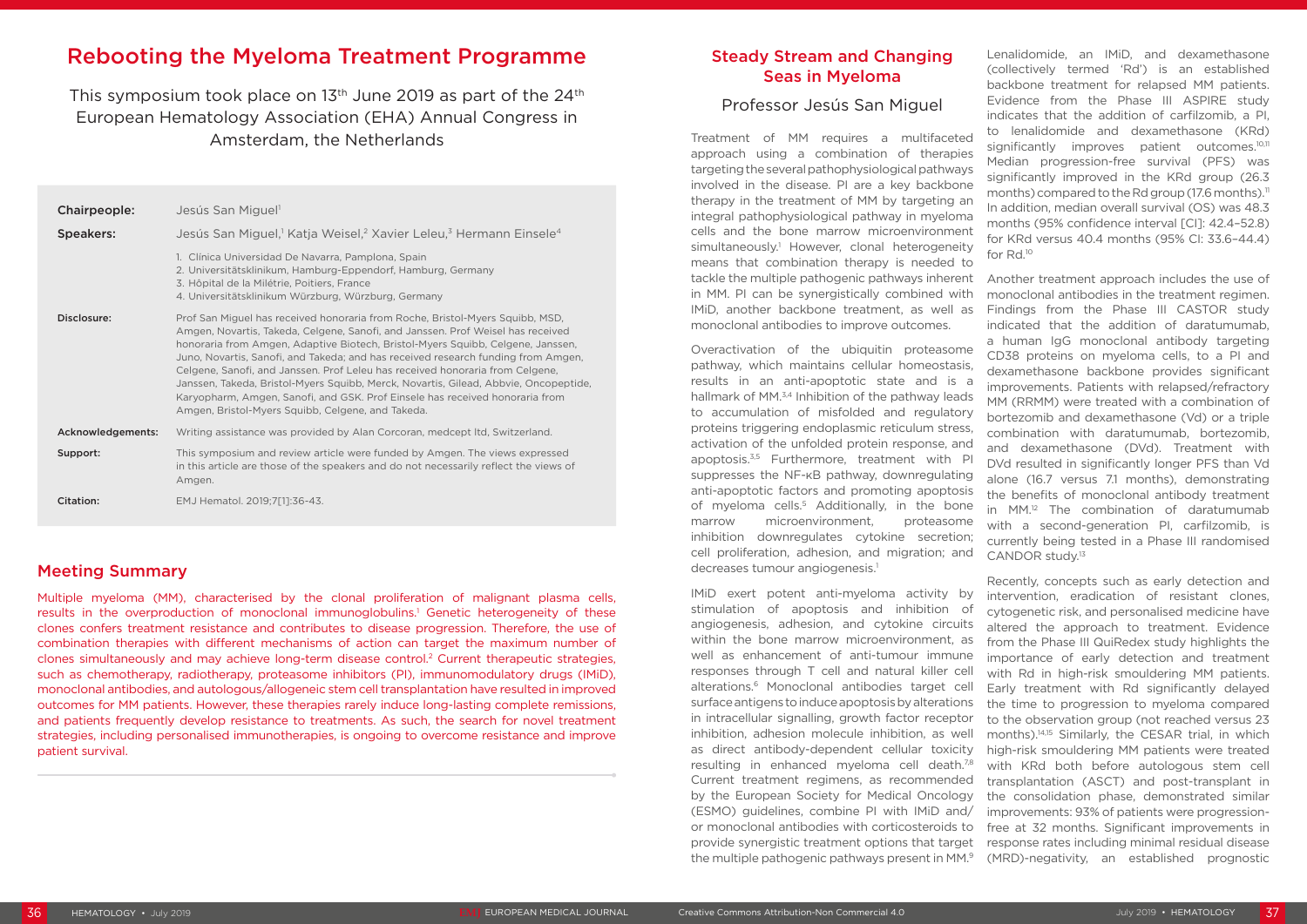# Rebooting the Myeloma Treatment Programme

This symposium took place on 13th June 2019 as part of the 24th European Hematology Association (EHA) Annual Congress in Amsterdam, the Netherlands

| | |
|---|---|
| **Chairpeople:** | Jesús San Miguel[1] |
| **Speakers:** | Jesús San Miguel,[1] Katja Weisel,[2] Xavier Leleu,[3] Hermann Einsele[4] |
| | 1. Clínica Universidad De Navarra, Pamplona, Spain<br>2. Universitätsklinikum, Hamburg-Eppendorf, Hamburg, Germany<br>3. Hôpital de la Milétrie, Poitiers, France<br>4. Universitätsklinikum Würzburg, Würzburg, Germany |
| **Disclosure:** | Prof San Miguel has received honoraria from Roche, Bristol-Myers Squibb, MSD, Amgen, Novartis, Takeda, Celgene, Sanofi, and Janssen. Prof Weisel has received honoraria from Amgen, Adaptive Biotech, Bristol-Myers Squibb, Celgene, Janssen, Juno, Novartis, Sanofi, and Takeda; and has received research funding from Amgen, Celgene, Sanofi, and Janssen. Prof Leleu has received honoraria from Celgene, Janssen, Takeda, Bristol-Myers Squibb, Merck, Novartis, Gilead, Abbvie, Oncopeptide, Karyopharm, Amgen, Sanofi, and GSK. Prof Einsele has received honoraria from Amgen, Bristol-Myers Squibb, Celgene, and Takeda. |
| **Acknowledgements:** | Writing assistance was provided by Alan Corcoran, medcept ltd, Switzerland. |
| **Support:** | This symposium and review article were funded by Amgen. The views expressed in this article are those of the speakers and do not necessarily reflect the views of Amgen. |
| **Citation:** | EMJ Hematol. 2019;7[1]:36-43. |

## Meeting Summary

Multiple myeloma (MM), characterised by the clonal proliferation of malignant plasma cells, results in the overproduction of monoclonal immunoglobulins.[1] Genetic heterogeneity of these clones confers treatment resistance and contributes to disease progression. Therefore, the use of combination therapies with different mechanisms of action can target the maximum number of clones simultaneously and may achieve long-term disease control.[2] Current therapeutic strategies, such as chemotherapy, radiotherapy, proteasome inhibitors (PI), immunomodulatory drugs (IMiD), monoclonal antibodies, and autologous/allogeneic stem cell transplantation have resulted in improved outcomes for MM patients. However, these therapies rarely induce long-lasting complete remissions, and patients frequently develop resistance to treatments. As such, the search for novel treatment strategies, including personalised immunotherapies, is ongoing to overcome resistance and improve patient survival.

## Steady Stream and Changing Seas in Myeloma

### Professor Jesús San Miguel

Treatment of MM requires a multifaceted approach using a combination of therapies targeting the several pathophysiological pathways involved in the disease. PI are a key backbone therapy in the treatment of MM by targeting an integral pathophysiological pathway in myeloma cells and the bone marrow microenvironment simultaneously.[1] However, clonal heterogeneity means that combination therapy is needed to tackle the multiple pathogenic pathways inherent in MM. PI can be synergistically combined with IMiD, another backbone treatment, as well as monoclonal antibodies to improve outcomes.

Overactivation of the ubiquitin proteasome pathway, which maintains cellular homeostasis, results in an anti-apoptotic state and is a hallmark of MM.[3,4] Inhibition of the pathway leads to accumulation of misfolded and regulatory proteins triggering endoplasmic reticulum stress, activation of the unfolded protein response, and apoptosis.[3,5] Furthermore, treatment with PI suppresses the NF-κB pathway, downregulating anti-apoptotic factors and promoting apoptosis of myeloma cells.[5] Additionally, in the bone marrow microenvironment, proteasome inhibition downregulates cytokine secretion; cell proliferation, adhesion, and migration; and decreases tumour angiogenesis.[1]

IMiD exert potent anti-myeloma activity by stimulation of apoptosis and inhibition of angiogenesis, adhesion, and cytokine circuits within the bone marrow microenvironment, as well as enhancement of anti-tumour immune responses through T cell and natural killer cell alterations.[6] Monoclonal antibodies target cell surface antigens to induce apoptosis by alterations in intracellular signalling, growth factor receptor inhibition, adhesion molecule inhibition, as well as direct antibody-dependent cellular toxicity resulting in enhanced myeloma cell death.[7,8] Current treatment regimens, as recommended by the European Society for Medical Oncology (ESMO) guidelines, combine PI with IMiD and/or monoclonal antibodies with corticosteroids to provide synergistic treatment options that target the multiple pathogenic pathways present in MM.[9]

Lenalidomide, an IMiD, and dexamethasone (collectively termed 'Rd') is an established backbone treatment for relapsed MM patients. Evidence from the Phase III ASPIRE study indicates that the addition of carfilzomib, a PI, to lenalidomide and dexamethasone (KRd) significantly improves patient outcomes.[10,11] Median progression-free survival (PFS) was significantly improved in the KRd group (26.3 months) compared to the Rd group (17.6 months).[11] In addition, median overall survival (OS) was 48.3 months (95% confidence interval [CI]: 42.4–52.8) for KRd versus 40.4 months (95% CI: 33.6–44.4) for Rd.[10]

Another treatment approach includes the use of monoclonal antibodies in the treatment regimen. Findings from the Phase III CASTOR study indicated that the addition of daratumumab, a human IgG monoclonal antibody targeting CD38 proteins on myeloma cells, to a PI and dexamethasone backbone provides significant improvements. Patients with relapsed/refractory MM (RRMM) were treated with a combination of bortezomib and dexamethasone (Vd) or a triple combination with daratumumab, bortezomib, and dexamethasone (DVd). Treatment with DVd resulted in significantly longer PFS than Vd alone (16.7 versus 7.1 months), demonstrating the benefits of monoclonal antibody treatment in MM.[12] The combination of daratumumab with a second-generation PI, carfilzomib, is currently being tested in a Phase III randomised CANDOR study.[13]

Recently, concepts such as early detection and intervention, eradication of resistant clones, cytogenetic risk, and personalised medicine have altered the approach to treatment. Evidence from the Phase III QuiRedex study highlights the importance of early detection and treatment with Rd in high-risk smouldering MM patients. Early treatment with Rd significantly delayed the time to progression to myeloma compared to the observation group (not reached versus 23 months).[14,15] Similarly, the CESAR trial, in which high-risk smouldering MM patients were treated with KRd both before autologous stem cell transplantation (ASCT) and post-transplant in the consolidation phase, demonstrated similar improvements: 93% of patients were progression-free at 32 months. Significant improvements in response rates including minimal residual disease (MRD)-negativity, an established prognostic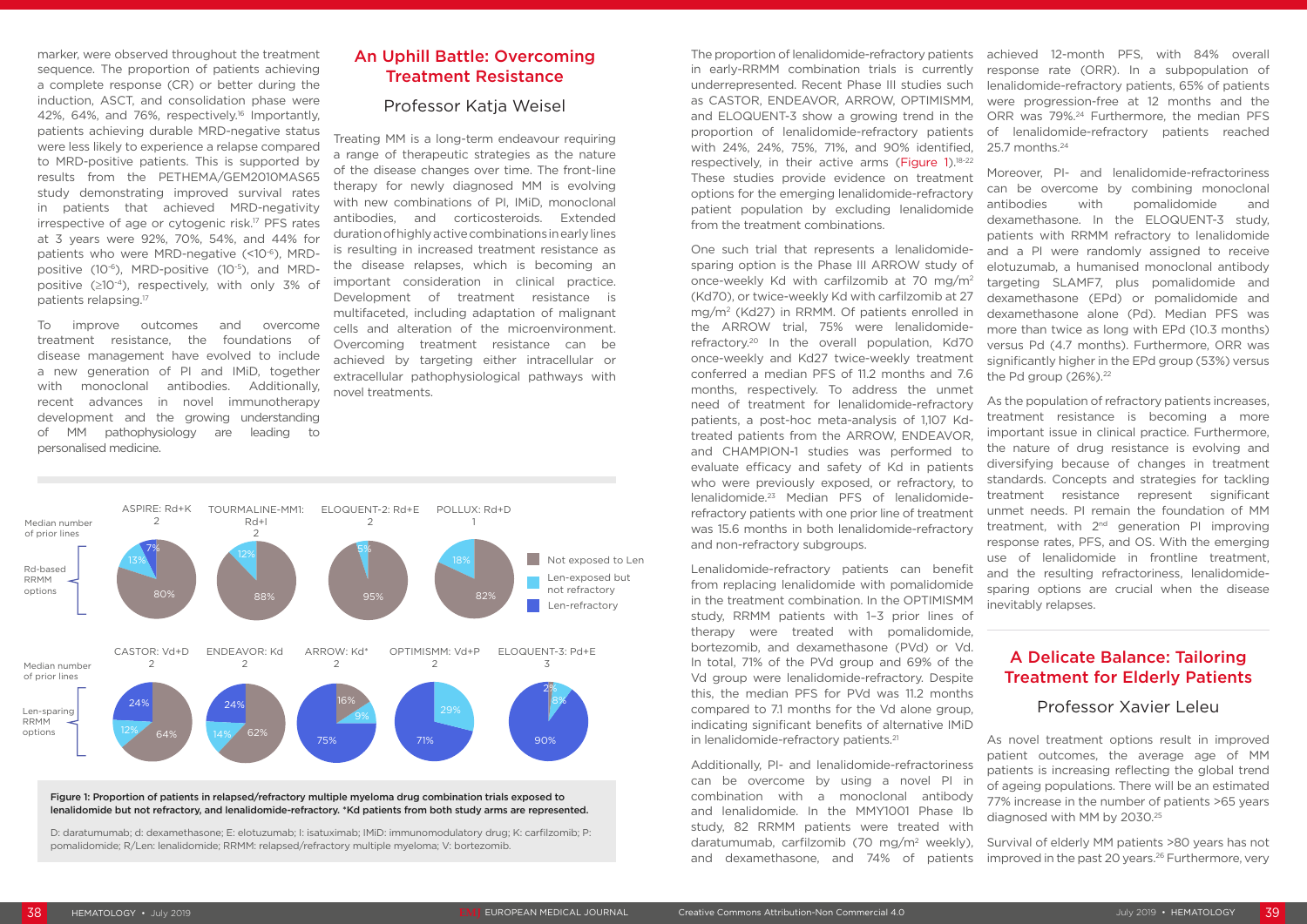marker, were observed throughout the treatment sequence. The proportion of patients achieving a complete response (CR) or better during the induction, ASCT, and consolidation phase were 42%, 64%, and 76%, respectively.[16] Importantly, patients achieving durable MRD-negative status were less likely to experience a relapse compared to MRD-positive patients. This is supported by results from the PETHEMA/GEM2010MAS65 study demonstrating improved survival rates in patients that achieved MRD-negativity irrespective of age or cytogenic risk.[17] PFS rates at 3 years were 92%, 70%, 54%, and 44% for patients who were MRD-negative ($<10^{-6}$), MRD-positive ($10^{-6}$), MRD-positive ($10^{-5}$), and MRD-positive ($\geq10^{-4}$), respectively, with only 3% of patients relapsing.[17]

To improve outcomes and overcome treatment resistance, the foundations of disease management have evolved to include a new generation of PI and IMiD, together with monoclonal antibodies. Additionally, recent advances in novel immunotherapy development and the growing understanding of MM pathophysiology are leading to personalised medicine.

## An Uphill Battle: Overcoming Treatment Resistance

### Professor Katja Weisel

Treating MM is a long-term endeavour requiring a range of therapeutic strategies as the nature of the disease changes over time. The front-line therapy for newly diagnosed MM is evolving with new combinations of PI, IMiD, monoclonal antibodies, and corticosteroids. Extended duration of highly active combinations in early lines is resulting in increased treatment resistance as the disease relapses, which is becoming an important consideration in clinical practice. Development of treatment resistance is multifaceted, including adaptation of malignant cells and alteration of the microenvironment. Overcoming treatment resistance can be achieved by targeting either intracellular or extracellular pathophysiological pathways with novel treatments.

| | ASPIRE: Rd+K | TOURMALINE-MM1: Rd+I | ELOQUENT-2: Rd+E | POLLUX: Rd+D |
|---|---|---|---|---|
| Median number of prior lines | 2 | 2 | 2 | 1 |
| Not exposed to Len | 80% | 88% | 95% | 82% |
| Len-exposed but not refractory | 13% | 12% | 5% | 18% |
| Len-refractory | 7% | | | |

| | CASTOR: Vd+D | ENDEAVOR: Kd | ARROW: Kd* | OPTIMISMM: Vd+P | ELOQUENT-3: Pd+E |
|---|---|---|---|---|---|
| Median number of prior lines | 2 | 2 | 2 | 2 | 3 |
| Not exposed to Len | 64% | 62% | 16% | | 2% |
| Len-exposed but not refractory | 12% | 14% | 9% | 29% | 8% |
| Len-refractory | 24% | 24% | 75% | 71% | 90% |

Rd-based RRMM options (top row); Len-sparing RRMM options (bottom row).

**Figure 1: Proportion of patients in relapsed/refractory multiple myeloma drug combination trials exposed to lenalidomide but not refractory, and lenalidomide-refractory. *Kd patients from both study arms are represented.**

D: daratumumab; d: dexamethasone; E: elotuzumab; I: isatuximab; IMiD: immunomodulatory drug; K: carfilzomib; P: pomalidomide; R/Len: lenalidomide; RRMM: relapsed/refractory multiple myeloma; V: bortezomib.

The proportion of lenalidomide-refractory patients in early-RRMM combination trials is currently underrepresented. Recent Phase III studies such as CASTOR, ENDEAVOR, ARROW, OPTIMISMM, and ELOQUENT-3 show a growing trend in the proportion of lenalidomide-refractory patients with 24%, 24%, 75%, 71%, and 90% identified, respectively, in their active arms (Figure 1).[18-22] These studies provide evidence on treatment options for the emerging lenalidomide-refractory patient population by excluding lenalidomide from the treatment combinations.

One such trial that represents a lenalidomide-sparing option is the Phase III ARROW study of once-weekly Kd with carfilzomib at 70 mg/m² (Kd70), or twice-weekly Kd with carfilzomib at 27 mg/m² (Kd27) in RRMM. Of patients enrolled in the ARROW trial, 75% were lenalidomide-refractory.[20] In the overall population, Kd70 once-weekly and Kd27 twice-weekly treatment conferred a median PFS of 11.2 months and 7.6 months, respectively. To address the unmet need of treatment for lenalidomide-refractory patients, a post-hoc meta-analysis of 1,107 Kd-treated patients from the ARROW, ENDEAVOR, and CHAMPION-1 studies was performed to evaluate efficacy and safety of Kd in patients who were previously exposed, or refractory, to lenalidomide.[23] Median PFS of lenalidomide-refractory patients with one prior line of treatment was 15.6 months in both lenalidomide-refractory and non-refractory subgroups.

Lenalidomide-refractory patients can benefit from replacing lenalidomide with pomalidomide in the treatment combination. In the OPTIMISMM study, RRMM patients with 1–3 prior lines of therapy were treated with pomalidomide, bortezomib, and dexamethasone (PVd) or Vd. In total, 71% of the PVd group and 69% of the Vd group were lenalidomide-refractory. Despite this, the median PFS for PVd was 11.2 months compared to 7.1 months for the Vd alone group, indicating significant benefits of alternative IMiD in lenalidomide-refractory patients.[21]

Additionally, PI- and lenalidomide-refractoriness can be overcome by using a novel PI in combination with a monoclonal antibody and lenalidomide. In the MMY1001 Phase Ib study, 82 RRMM patients were treated with daratumumab, carfilzomib (70 mg/m² weekly), and dexamethasone, and 74% of patients achieved 12-month PFS, with 84% overall response rate (ORR). In a subpopulation of lenalidomide-refractory patients, 65% of patients were progression-free at 12 months and the ORR was 79%.[24] Furthermore, the median PFS of lenalidomide-refractory patients reached 25.7 months.[24]

Moreover, PI- and lenalidomide-refractoriness can be overcome by combining monoclonal antibodies with pomalidomide and dexamethasone. In the ELOQUENT-3 study, patients with RRMM refractory to lenalidomide and a PI were randomly assigned to receive elotuzumab, a humanised monoclonal antibody targeting SLAMF7, plus pomalidomide and dexamethasone (EPd) or pomalidomide and dexamethasone alone (Pd). Median PFS was more than twice as long with EPd (10.3 months) versus Pd (4.7 months). Furthermore, ORR was significantly higher in the EPd group (53%) versus the Pd group (26%).[22]

As the population of refractory patients increases, treatment resistance is becoming a more important issue in clinical practice. Furthermore, the nature of drug resistance is evolving and diversifying because of changes in treatment standards. Concepts and strategies for tackling treatment resistance represent significant unmet needs. PI remain the foundation of MM treatment, with 2nd generation PI improving response rates, PFS, and OS. With the emerging use of lenalidomide in frontline treatment, and the resulting refractoriness, lenalidomide-sparing options are crucial when the disease inevitably relapses.

## A Delicate Balance: Tailoring Treatment for Elderly Patients

### Professor Xavier Leleu

As novel treatment options result in improved patient outcomes, the average age of MM patients is increasing reflecting the global trend of ageing populations. There will be an estimated 77% increase in the number of patients >65 years diagnosed with MM by 2030.[25]

Survival of elderly MM patients >80 years has not improved in the past 20 years.[26] Furthermore, very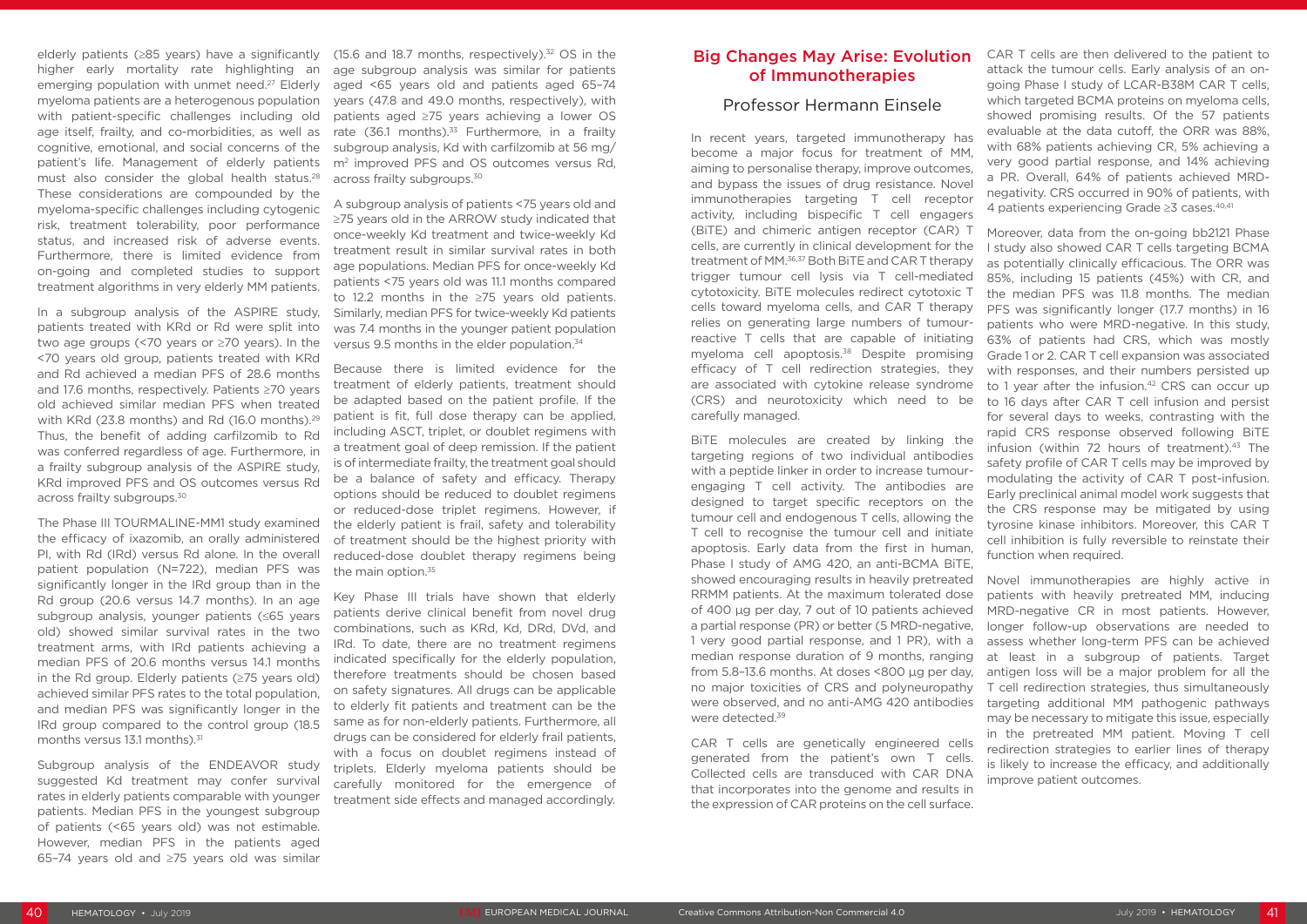elderly patients (≥85 years) have a significantly higher early mortality rate highlighting an emerging population with unmet need.[27] Elderly myeloma patients are a heterogenous population with patient-specific challenges including old age itself, frailty, and co-morbidities, as well as cognitive, emotional, and social concerns of the patient's life. Management of elderly patients must also consider the global health status.[28] These considerations are compounded by the myeloma-specific challenges including cytogenic risk, treatment tolerability, poor performance status, and increased risk of adverse events. Furthermore, there is limited evidence from on-going and completed studies to support treatment algorithms in very elderly MM patients.

In a subgroup analysis of the ASPIRE study, patients treated with KRd or Rd were split into two age groups (<70 years or ≥70 years). In the <70 years old group, patients treated with KRd and Rd achieved a median PFS of 28.6 months and 17.6 months, respectively. Patients ≥70 years old achieved similar median PFS when treated with KRd (23.8 months) and Rd (16.0 months).[29] Thus, the benefit of adding carfilzomib to Rd was conferred regardless of age. Furthermore, in a frailty subgroup analysis of the ASPIRE study, KRd improved PFS and OS outcomes versus Rd across frailty subgroups.[30]

The Phase III TOURMALINE-MM1 study examined the efficacy of ixazomib, an orally administered PI, with Rd (IRd) versus Rd alone. In the overall patient population (N=722), median PFS was significantly longer in the IRd group than in the Rd group (20.6 versus 14.7 months). In an age subgroup analysis, younger patients (≤65 years old) showed similar survival rates in the two treatment arms, with IRd patients achieving a median PFS of 20.6 months versus 14.1 months in the Rd group. Elderly patients (≥75 years old) achieved similar PFS rates to the total population, and median PFS was significantly longer in the IRd group compared to the control group (18.5 months versus 13.1 months).[31]

Subgroup analysis of the ENDEAVOR study suggested Kd treatment may confer survival rates in elderly patients comparable with younger patients. Median PFS in the youngest subgroup of patients (<65 years old) was not estimable. However, median PFS in the patients aged 65–74 years old and ≥75 years old was similar (15.6 and 18.7 months, respectively).[32] OS in the age subgroup analysis was similar for patients aged <65 years old and patients aged 65–74 years (47.8 and 49.0 months, respectively), with patients aged ≥75 years achieving a lower OS rate (36.1 months).[33] Furthermore, in a frailty subgroup analysis, Kd with carfilzomib at 56 mg/m$^2$ improved PFS and OS outcomes versus Rd, across frailty subgroups.[30]

A subgroup analysis of patients <75 years old and ≥75 years old in the ARROW study indicated that once-weekly Kd treatment and twice-weekly Kd treatment result in similar survival rates in both age populations. Median PFS for once-weekly Kd patients <75 years old was 11.1 months compared to 12.2 months in the ≥75 years old patients. Similarly, median PFS for twice-weekly Kd patients was 7.4 months in the younger patient population versus 9.5 months in the elder population.[34]

Because there is limited evidence for the treatment of elderly patients, treatment should be adapted based on the patient profile. If the patient is fit, full dose therapy can be applied, including ASCT, triplet, or doublet regimens with a treatment goal of deep remission. If the patient is of intermediate frailty, the treatment goal should be a balance of safety and efficacy. Therapy options should be reduced to doublet regimens or reduced-dose triplet regimens. However, if the elderly patient is frail, safety and tolerability of treatment should be the highest priority with reduced-dose doublet therapy regimens being the main option.[35]

Key Phase III trials have shown that elderly patients derive clinical benefit from novel drug combinations, such as KRd, Kd, DRd, DVd, and IRd. To date, there are no treatment regimens indicated specifically for the elderly population, therefore treatments should be chosen based on safety signatures. All drugs can be applicable to elderly fit patients and treatment can be the same as for non-elderly patients. Furthermore, all drugs can be considered for elderly frail patients, with a focus on doublet regimens instead of triplets. Elderly myeloma patients should be carefully monitored for the emergence of treatment side effects and managed accordingly.

## Big Changes May Arise: Evolution of Immunotherapies

### Professor Hermann Einsele

In recent years, targeted immunotherapy has become a major focus for treatment of MM, aiming to personalise therapy, improve outcomes, and bypass the issues of drug resistance. Novel immunotherapies targeting T cell receptor activity, including bispecific T cell engagers (BiTE) and chimeric antigen receptor (CAR) T cells, are currently in clinical development for the treatment of MM.[36,37] Both BiTE and CAR T therapy trigger tumour cell lysis via T cell-mediated cytotoxicity. BiTE molecules redirect cytotoxic T cells toward myeloma cells, and CAR T therapy relies on generating large numbers of tumour-reactive T cells that are capable of initiating myeloma cell apoptosis.[38] Despite promising efficacy of T cell redirection strategies, they are associated with cytokine release syndrome (CRS) and neurotoxicity which need to be carefully managed.

BiTE molecules are created by linking the targeting regions of two individual antibodies with a peptide linker in order to increase tumour-engaging T cell activity. The antibodies are designed to target specific receptors on the tumour cell and endogenous T cells, allowing the T cell to recognise the tumour cell and initiate apoptosis. Early data from the first in human, Phase I study of AMG 420, an anti-BCMA BiTE, showed encouraging results in heavily pretreated RRMM patients. At the maximum tolerated dose of 400 µg per day, 7 out of 10 patients achieved a partial response (PR) or better (5 MRD-negative, 1 very good partial response, and 1 PR), with a median response duration of 9 months, ranging from 5.8–13.6 months. At doses <800 µg per day, no major toxicities of CRS and polyneuropathy were observed, and no anti-AMG 420 antibodies were detected.[39]

CAR T cells are genetically engineered cells generated from the patient's own T cells. Collected cells are transduced with CAR DNA that incorporates into the genome and results in the expression of CAR proteins on the cell surface. CAR T cells are then delivered to the patient to attack the tumour cells. Early analysis of an on-going Phase I study of LCAR-B38M CAR T cells, which targeted BCMA proteins on myeloma cells, showed promising results. Of the 57 patients evaluable at the data cutoff, the ORR was 88%, with 68% patients achieving CR, 5% achieving a very good partial response, and 14% achieving a PR. Overall, 64% of patients achieved MRD-negativity. CRS occurred in 90% of patients, with 4 patients experiencing Grade ≥3 cases.[40,41]

Moreover, data from the on-going bb2121 Phase I study also showed CAR T cells targeting BCMA as potentially clinically efficacious. The ORR was 85%, including 15 patients (45%) with CR, and the median PFS was 11.8 months. The median PFS was significantly longer (17.7 months) in 16 patients who were MRD-negative. In this study, 63% of patients had CRS, which was mostly Grade 1 or 2. CAR T cell expansion was associated with responses, and their numbers persisted up to 1 year after the infusion.[42] CRS can occur up to 16 days after CAR T cell infusion and persist for several days to weeks, contrasting with the rapid CRS response observed following BiTE infusion (within 72 hours of treatment).[43] The safety profile of CAR T cells may be improved by modulating the activity of CAR T post-infusion. Early preclinical animal model work suggests that the CRS response may be mitigated by using tyrosine kinase inhibitors. Moreover, this CAR T cell inhibition is fully reversible to reinstate their function when required.

Novel immunotherapies are highly active in patients with heavily pretreated MM, inducing MRD-negative CR in most patients. However, longer follow-up observations are needed to assess whether long-term PFS can be achieved at least in a subgroup of patients. Target antigen loss will be a major problem for all the T cell redirection strategies, thus simultaneously targeting additional MM pathogenic pathways may be necessary to mitigate this issue, especially in the pretreated MM patient. Moving T cell redirection strategies to earlier lines of therapy is likely to increase the efficacy, and additionally improve patient outcomes.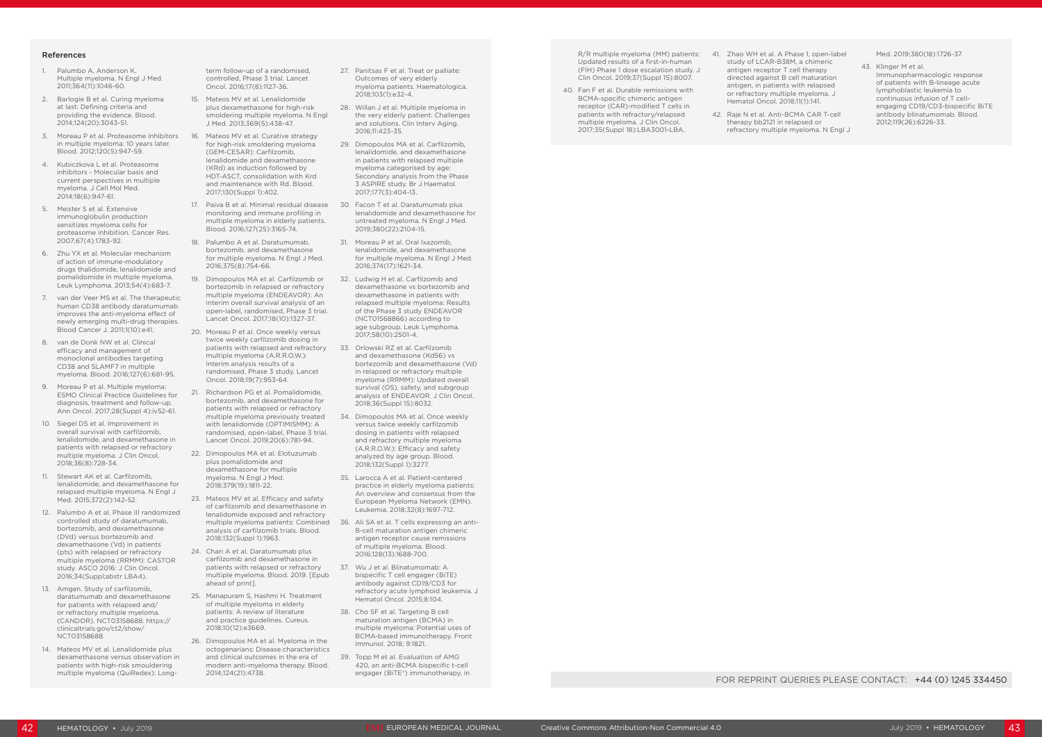## References

1. Palumbo A, Anderson K. Multiple myeloma. N Engl J Med. 2011;364(11):1046-60.
2. Barlogie B et al. Curing myeloma at last: Defining criteria and providing the evidence. Blood. 2014;124(20):3043-51.
3. Moreau P et al. Proteasome inhibitors in multiple myeloma: 10 years later. Blood. 2012;120(5):947-59.
4. Kubiczkova L et al. Proteasome inhibitors - Molecular basis and current perspectives in multiple myeloma. J Cell Mol Med. 2014;18(6):947-61.
5. Meister S et al. Extensive immunoglobulin production sensitizes myeloma cells for proteasome inhibition. Cancer Res. 2007;67(4):1783-92.
6. Zhu YX et al. Molecular mechanism of action of immune-modulatory drugs thalidomide, lenalidomide and pomalidomide in multiple myeloma. Leuk Lymphoma. 2013;54(4):683-7.
7. van der Veer MS et al. The therapeutic human CD38 antibody daratumumab improves the anti-myeloma effect of newly emerging multi-drug therapies. Blood Cancer J. 2011;1(10):e41.
8. van de Donk NW et al. Clinical efficacy and management of monoclonal antibodies targeting CD38 and SLAMF7 in multiple myeloma. Blood. 2016;127(6):681-95.
9. Moreau P et al. Multiple myeloma: ESMO Clinical Practice Guidelines for diagnosis, treatment and follow-up. Ann Oncol. 2017;28(Suppl 4):iv52-61.
10. Siegel DS et al. Improvement in overall survival with carfilzomib, lenalidomide, and dexamethasone in patients with relapsed or refractory multiple myeloma. J Clin Oncol. 2018;36(8):728-34.
11. Stewart AK et al. Carfilzomib, lenalidomide, and dexamethasone for relapsed multiple myeloma. N Engl J Med. 2015;372(2):142-52.
12. Palumbo A et al. Phase III randomized controlled study of daratumumab, bortezomib, and dexamethasone (DVd) versus bortezomib and dexamethasone (Vd) in patients (pts) with relapsed or refractory multiple myeloma (RRMM): CASTOR study. ASCO 2016: J Clin Oncol. 2016;34(Suppl;abstr LBA4).
13. Amgen. Study of carfilzomib, daratumumab and dexamethasone for patients with relapsed and/or refractory multiple myeloma. (CANDOR). NCT03158688. https://clinicaltrials.gov/ct2/show/NCT03158688.
14. Mateos MV et al. Lenalidomide plus dexamethasone versus observation in patients with high-risk smouldering multiple myeloma (QuiRedex): Long-term follow-up of a randomised, controlled, Phase 3 trial. Lancet Oncol. 2016;17(8):1127-36.
15. Mateos MV et al. Lenalidomide plus dexamethasone for high-risk smoldering multiple myeloma. N Engl J Med. 2013;369(5):438-47.
16. Mateos MV et al. Curative strategy for high-risk smoldering myeloma (GEM-CESAR): Carfilzomib, lenalidomide and dexamethasone (KRd) as induction followed by HDT-ASCT, consolidation with Krd and maintenance with Rd. Blood. 2017;130(Suppl 1):402.
17. Paiva B et al. Minimal residual disease monitoring and immune profiling in multiple myeloma in elderly patients. Blood. 2016;127(25):3165-74.
18. Palumbo A et al. Daratumumab, bortezomib, and dexamethasone for multiple myeloma. N Engl J Med. 2016;375(8):754-66.
19. Dimopoulos MA et al. Carfilzomib or bortezomib in relapsed or refractory multiple myeloma (ENDEAVOR): An interim overall survival analysis of an open-label, randomised, Phase 3 trial. Lancet Oncol. 2017;18(10):1327-37.
20. Moreau P et al. Once weekly versus twice weekly carfilzomib dosing in patients with relapsed and refractory multiple myeloma (A.R.R.O.W.): Interim analysis results of a randomised, Phase 3 study. Lancet Oncol. 2018;19(7):953-64.
21. Richardson PG et al. Pomalidomide, bortezomib, and dexamethasone for patients with relapsed or refractory multiple myeloma previously treated with lenalidomide (OPTIMISMM): A randomised, open-label, Phase 3 trial. Lancet Oncol. 2019;20(6):781-94.
22. Dimopoulos MA et al. Elotuzumab plus pomalidomide and dexamethasone for multiple myeloma. N Engl J Med. 2018;379(19):1811-22.
23. Mateos MV et al. Efficacy and safety of carfilzomib and dexamethasone in lenalidomide exposed and refractory multiple myeloma patients: Combined analysis of carfilzomib trials. Blood. 2018;132(Suppl 1):1963.
24. Chari A et al. Daratumumab plus carfilzomib and dexamethasone in patients with relapsed or refractory multiple myeloma. Blood. 2019. [Epub ahead of print].
25. Manapuram S, Hashmi H. Treatment of multiple myeloma in elderly patients: A review of literature and practice guidelines. Cureus. 2018;10(12):e3669.
26. Dimopoulos MA et al. Myeloma in the octogenarians: Disease characteristics and clinical outcomes in the era of modern anti-myeloma therapy. Blood. 2014;124(21):4738.
27. Panitsas F et al. Treat or palliate: Outcomes of very elderly myeloma patients. Haematologica. 2018;103(1):e32-4.
28. Willan J et al. Multiple myeloma in the very elderly patient: Challenges and solutions. Clin Interv Aging. 2016;11:423-35.
29. Dimopoulos MA et al. Carfilzomib, lenalidomide, and dexamethasone in patients with relapsed multiple myeloma categorised by age: Secondary analysis from the Phase 3 ASPIRE study. Br J Haematol. 2017;177(3):404-13.
30. Facon T et al. Daratumumab plus lenalidomide and dexamethasone for untreated myeloma. N Engl J Med. 2019;380(22):2104-15.
31. Moreau P et al. Oral Ixazomib, lenalidomide, and dexamethasone for multiple myeloma. N Engl J Med. 2016;374(17):1621-34.
32. Ludwig H et al. Carfilzomib and dexamethasone vs bortezomib and dexamethasone in patients with relapsed multiple myeloma: Results of the Phase 3 study ENDEAVOR (NCT01568866) according to age subgroup. Leuk Lymphoma. 2017;58(10):2501-4.
33. Orlowski RZ et al. Carfilzomib and dexamethasone (Kd56) vs bortezomib and dexamethasone (Vd) in relapsed or refractory multiple myeloma (RRMM): Updated overall survival (OS), safety, and subgroup analysis of ENDEAVOR. J Clin Oncol. 2018;36(Suppl 15):8032.
34. Dimopoulos MA et al. Once weekly versus twice weekly carfilzomib dosing in patients with relapsed and refractory multiple myeloma (A.R.R.O.W.): Efficacy and safety analyzed by age group. Blood. 2018;132(Suppl 1):3277.
35. Larocca A et al. Patient-centered practice in elderly myeloma patients: An overview and consensus from the European Myeloma Network (EMN). Leukemia. 2018;32(8):1697-712.
36. Ali SA et al. T cells expressing an anti-B-cell maturation antigen chimeric antigen receptor cause remissions of multiple myeloma. Blood. 2016;128(13):1688-700.
37. Wu J et al. Blinatumomab: A bispecific T cell engager (BiTE) antibody against CD19/CD3 for refractory acute lymphoid leukemia. J Hematol Oncol. 2015;8:104.
38. Cho SF et al. Targeting B cell maturation antigen (BCMA) in multiple myeloma: Potential uses of BCMA-based immunotherapy. Front Immunol. 2018; 9:1821.
39. Topp M et al. Evaluation of AMG 420, an anti-BCMA bispecific t-cell engager (BiTE®) immunotherapy, in R/R multiple myeloma (MM) patients: Updated results of a first-in-human (FIH) Phase 1 dose escalation study. J Clin Oncol. 2019;37(Suppl 15):8007.
40. Fan F et al. Durable remissions with BCMA-specific chimeric antigen receptor (CAR)-modified T cells in patients with refractory/relapsed multiple myeloma. J Clin Oncol. 2017;35(Suppl 18):LBA3001-LBA.
41. Zhao WH et al. A Phase 1, open-label study of LCAR-B38M, a chimeric antigen receptor T cell therapy directed against B cell maturation antigen, in patients with relapsed or refractory multiple myeloma. J Hematol Oncol. 2018;11(1):141.
42. Raje N et al. Anti-BCMA CAR T-cell therapy bb2121 in relapsed or refractory multiple myeloma. N Engl J Med. 2019;380(18):1726-37.
43. Klinger M et al. Immunopharmacologic response of patients with B-lineage acute lymphoblastic leukemia to continuous infusion of T cell-engaging CD19/CD3-bispecific BiTE antibody blinatumomab. Blood. 2012;119(26):6226-33.

FOR REPRINT QUERIES PLEASE CONTACT: +44 (0) 1245 334450